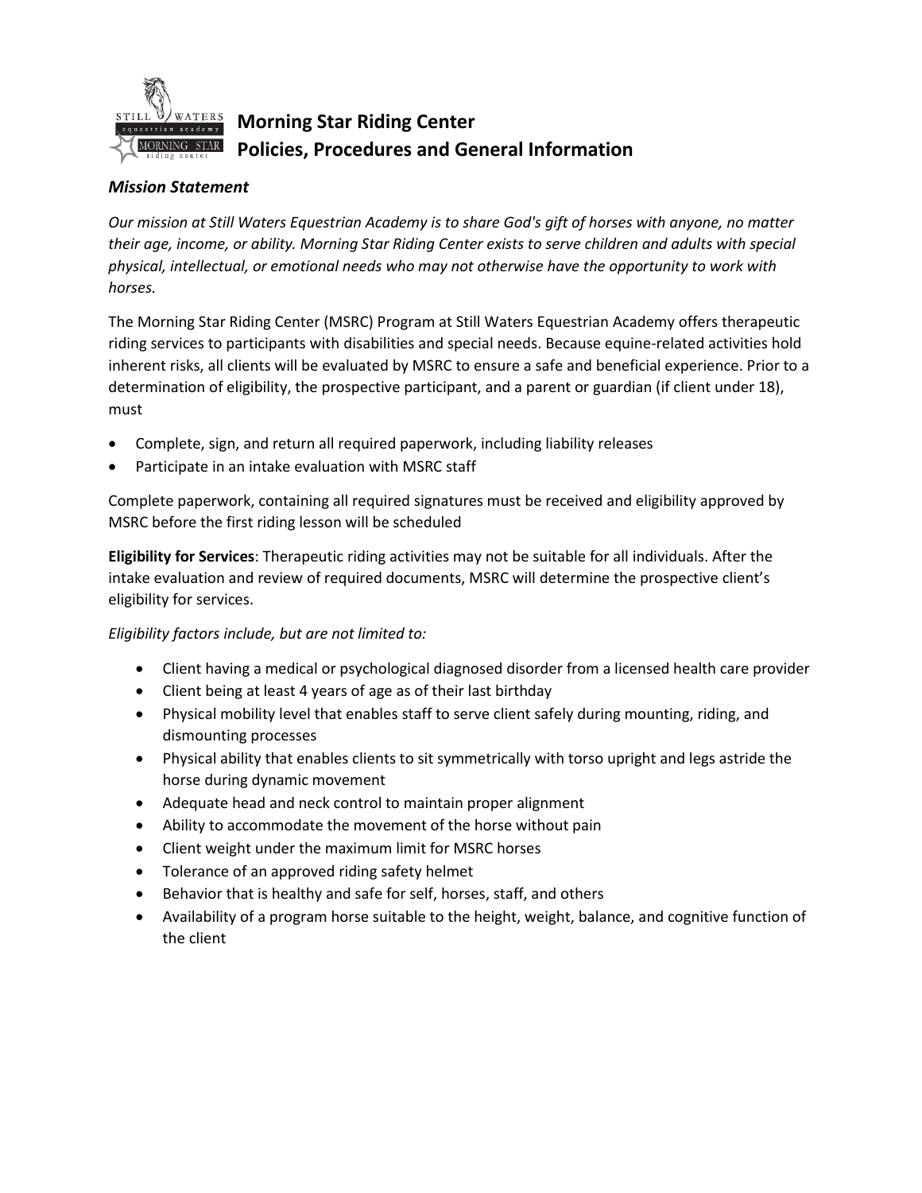# Morning Star Riding Center
## Policies, Procedures and General Information

***Mission Statement***

*Our mission at Still Waters Equestrian Academy is to share God's gift of horses with anyone, no matter their age, income, or ability. Morning Star Riding Center exists to serve children and adults with special physical, intellectual, or emotional needs who may not otherwise have the opportunity to work with horses.*

The Morning Star Riding Center (MSRC) Program at Still Waters Equestrian Academy offers therapeutic riding services to participants with disabilities and special needs. Because equine-related activities hold inherent risks, all clients will be evaluated by MSRC to ensure a safe and beneficial experience. Prior to a determination of eligibility, the prospective participant, and a parent or guardian (if client under 18), must

- Complete, sign, and return all required paperwork, including liability releases
- Participate in an intake evaluation with MSRC staff

Complete paperwork, containing all required signatures must be received and eligibility approved by MSRC before the first riding lesson will be scheduled

**Eligibility for Services**: Therapeutic riding activities may not be suitable for all individuals. After the intake evaluation and review of required documents, MSRC will determine the prospective client's eligibility for services.

*Eligibility factors include, but are not limited to:*

- Client having a medical or psychological diagnosed disorder from a licensed health care provider
- Client being at least 4 years of age as of their last birthday
- Physical mobility level that enables staff to serve client safely during mounting, riding, and dismounting processes
- Physical ability that enables clients to sit symmetrically with torso upright and legs astride the horse during dynamic movement
- Adequate head and neck control to maintain proper alignment
- Ability to accommodate the movement of the horse without pain
- Client weight under the maximum limit for MSRC horses
- Tolerance of an approved riding safety helmet
- Behavior that is healthy and safe for self, horses, staff, and others
- Availability of a program horse suitable to the height, weight, balance, and cognitive function of the client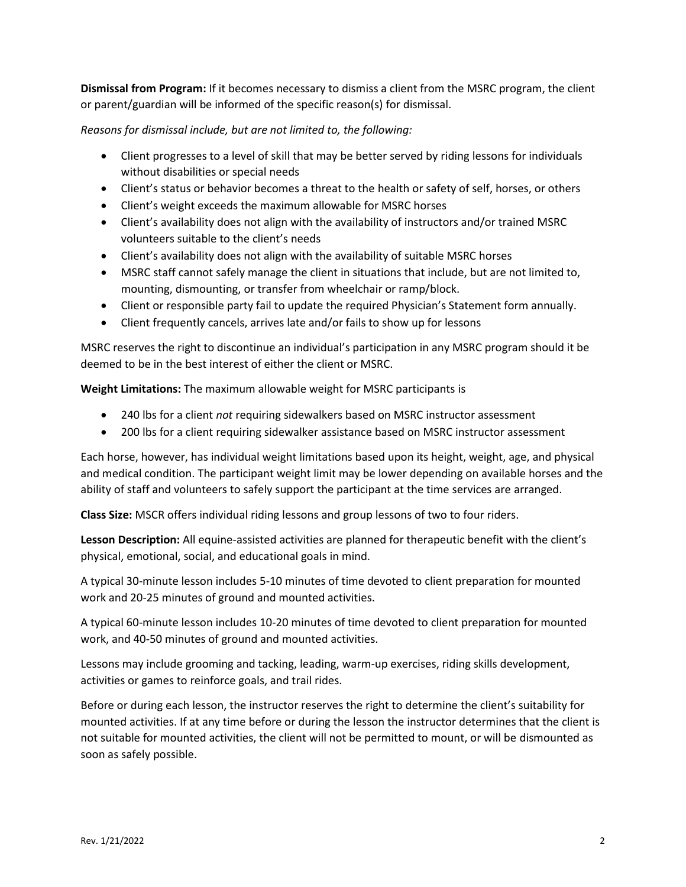**Dismissal from Program:** If it becomes necessary to dismiss a client from the MSRC program, the client or parent/guardian will be informed of the specific reason(s) for dismissal.

*Reasons for dismissal include, but are not limited to, the following:*

- Client progresses to a level of skill that may be better served by riding lessons for individuals without disabilities or special needs
- Client's status or behavior becomes a threat to the health or safety of self, horses, or others
- Client's weight exceeds the maximum allowable for MSRC horses
- Client's availability does not align with the availability of instructors and/or trained MSRC volunteers suitable to the client's needs
- Client's availability does not align with the availability of suitable MSRC horses
- MSRC staff cannot safely manage the client in situations that include, but are not limited to, mounting, dismounting, or transfer from wheelchair or ramp/block.
- Client or responsible party fail to update the required Physician's Statement form annually.
- Client frequently cancels, arrives late and/or fails to show up for lessons

MSRC reserves the right to discontinue an individual's participation in any MSRC program should it be deemed to be in the best interest of either the client or MSRC.

**Weight Limitations:** The maximum allowable weight for MSRC participants is

- 240 lbs for a client *not* requiring sidewalkers based on MSRC instructor assessment
- 200 lbs for a client requiring sidewalker assistance based on MSRC instructor assessment

Each horse, however, has individual weight limitations based upon its height, weight, age, and physical and medical condition. The participant weight limit may be lower depending on available horses and the ability of staff and volunteers to safely support the participant at the time services are arranged.

**Class Size:** MSCR offers individual riding lessons and group lessons of two to four riders.

**Lesson Description:** All equine-assisted activities are planned for therapeutic benefit with the client's physical, emotional, social, and educational goals in mind.

A typical 30-minute lesson includes 5-10 minutes of time devoted to client preparation for mounted work and 20-25 minutes of ground and mounted activities.

A typical 60-minute lesson includes 10-20 minutes of time devoted to client preparation for mounted work, and 40-50 minutes of ground and mounted activities.

Lessons may include grooming and tacking, leading, warm-up exercises, riding skills development, activities or games to reinforce goals, and trail rides.

Before or during each lesson, the instructor reserves the right to determine the client's suitability for mounted activities. If at any time before or during the lesson the instructor determines that the client is not suitable for mounted activities, the client will not be permitted to mount, or will be dismounted as soon as safely possible.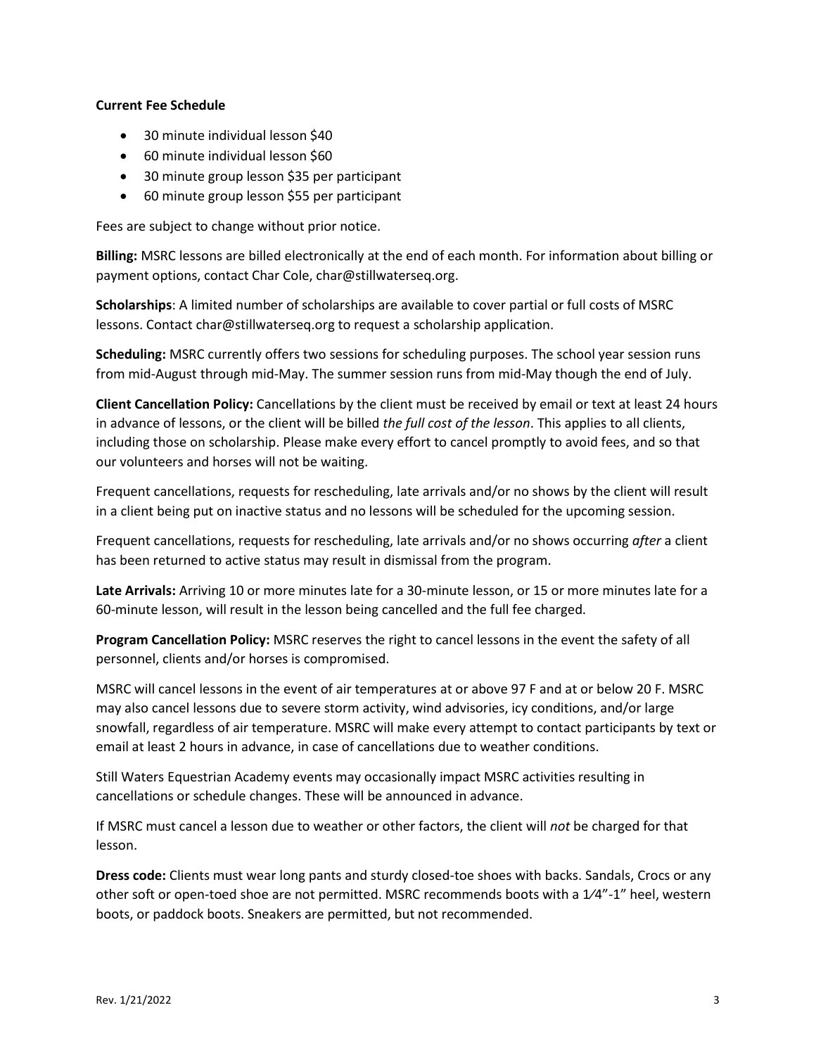**Current Fee Schedule**

- 30 minute individual lesson $40
- 60 minute individual lesson $60
- 30 minute group lesson $35 per participant
- 60 minute group lesson $55 per participant

Fees are subject to change without prior notice.

**Billing:** MSRC lessons are billed electronically at the end of each month. For information about billing or payment options, contact Char Cole, char@stillwaterseq.org.

**Scholarships**: A limited number of scholarships are available to cover partial or full costs of MSRC lessons. Contact char@stillwaterseq.org to request a scholarship application.

**Scheduling:** MSRC currently offers two sessions for scheduling purposes. The school year session runs from mid-August through mid-May. The summer session runs from mid-May though the end of July.

**Client Cancellation Policy:** Cancellations by the client must be received by email or text at least 24 hours in advance of lessons, or the client will be billed *the full cost of the lesson*. This applies to all clients, including those on scholarship. Please make every effort to cancel promptly to avoid fees, and so that our volunteers and horses will not be waiting.

Frequent cancellations, requests for rescheduling, late arrivals and/or no shows by the client will result in a client being put on inactive status and no lessons will be scheduled for the upcoming session.

Frequent cancellations, requests for rescheduling, late arrivals and/or no shows occurring *after* a client has been returned to active status may result in dismissal from the program.

**Late Arrivals:** Arriving 10 or more minutes late for a 30-minute lesson, or 15 or more minutes late for a 60-minute lesson, will result in the lesson being cancelled and the full fee charged.

**Program Cancellation Policy:** MSRC reserves the right to cancel lessons in the event the safety of all personnel, clients and/or horses is compromised.

MSRC will cancel lessons in the event of air temperatures at or above 97 F and at or below 20 F. MSRC may also cancel lessons due to severe storm activity, wind advisories, icy conditions, and/or large snowfall, regardless of air temperature. MSRC will make every attempt to contact participants by text or email at least 2 hours in advance, in case of cancellations due to weather conditions.

Still Waters Equestrian Academy events may occasionally impact MSRC activities resulting in cancellations or schedule changes. These will be announced in advance.

If MSRC must cancel a lesson due to weather or other factors, the client will *not* be charged for that lesson.

**Dress code:** Clients must wear long pants and sturdy closed-toe shoes with backs. Sandals, Crocs or any other soft or open-toed shoe are not permitted. MSRC recommends boots with a 1⁄4"-1" heel, western boots, or paddock boots. Sneakers are permitted, but not recommended.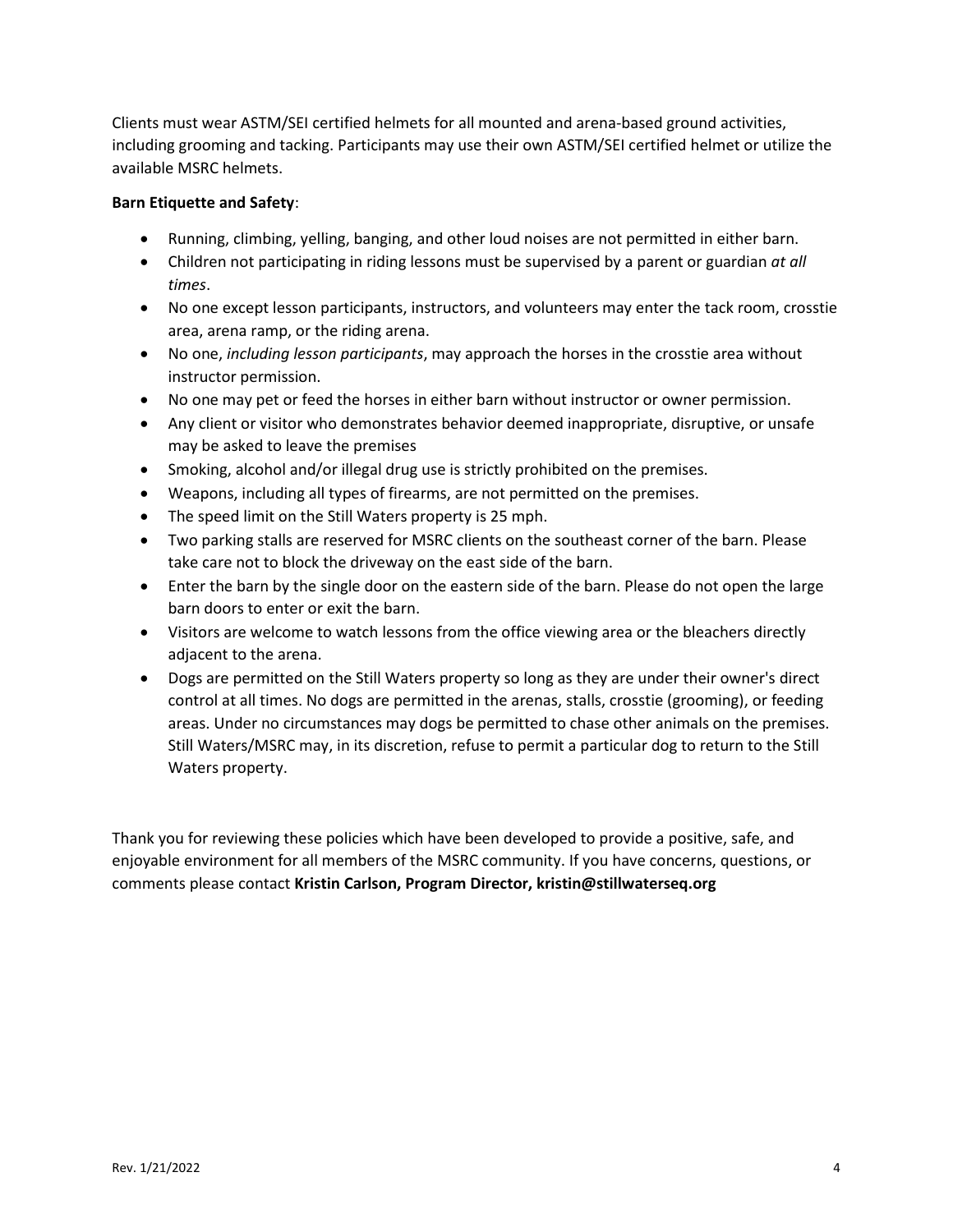Clients must wear ASTM/SEI certified helmets for all mounted and arena-based ground activities, including grooming and tacking. Participants may use their own ASTM/SEI certified helmet or utilize the available MSRC helmets.

**Barn Etiquette and Safety**:

- Running, climbing, yelling, banging, and other loud noises are not permitted in either barn.
- Children not participating in riding lessons must be supervised by a parent or guardian *at all times*.
- No one except lesson participants, instructors, and volunteers may enter the tack room, crosstie area, arena ramp, or the riding arena.
- No one, *including lesson participants*, may approach the horses in the crosstie area without instructor permission.
- No one may pet or feed the horses in either barn without instructor or owner permission.
- Any client or visitor who demonstrates behavior deemed inappropriate, disruptive, or unsafe may be asked to leave the premises
- Smoking, alcohol and/or illegal drug use is strictly prohibited on the premises.
- Weapons, including all types of firearms, are not permitted on the premises.
- The speed limit on the Still Waters property is 25 mph.
- Two parking stalls are reserved for MSRC clients on the southeast corner of the barn. Please take care not to block the driveway on the east side of the barn.
- Enter the barn by the single door on the eastern side of the barn. Please do not open the large barn doors to enter or exit the barn.
- Visitors are welcome to watch lessons from the office viewing area or the bleachers directly adjacent to the arena.
- Dogs are permitted on the Still Waters property so long as they are under their owner's direct control at all times. No dogs are permitted in the arenas, stalls, crosstie (grooming), or feeding areas. Under no circumstances may dogs be permitted to chase other animals on the premises. Still Waters/MSRC may, in its discretion, refuse to permit a particular dog to return to the Still Waters property.

Thank you for reviewing these policies which have been developed to provide a positive, safe, and enjoyable environment for all members of the MSRC community. If you have concerns, questions, or comments please contact **Kristin Carlson, Program Director, kristin@stillwaterseq.org**

Rev. 1/21/2022